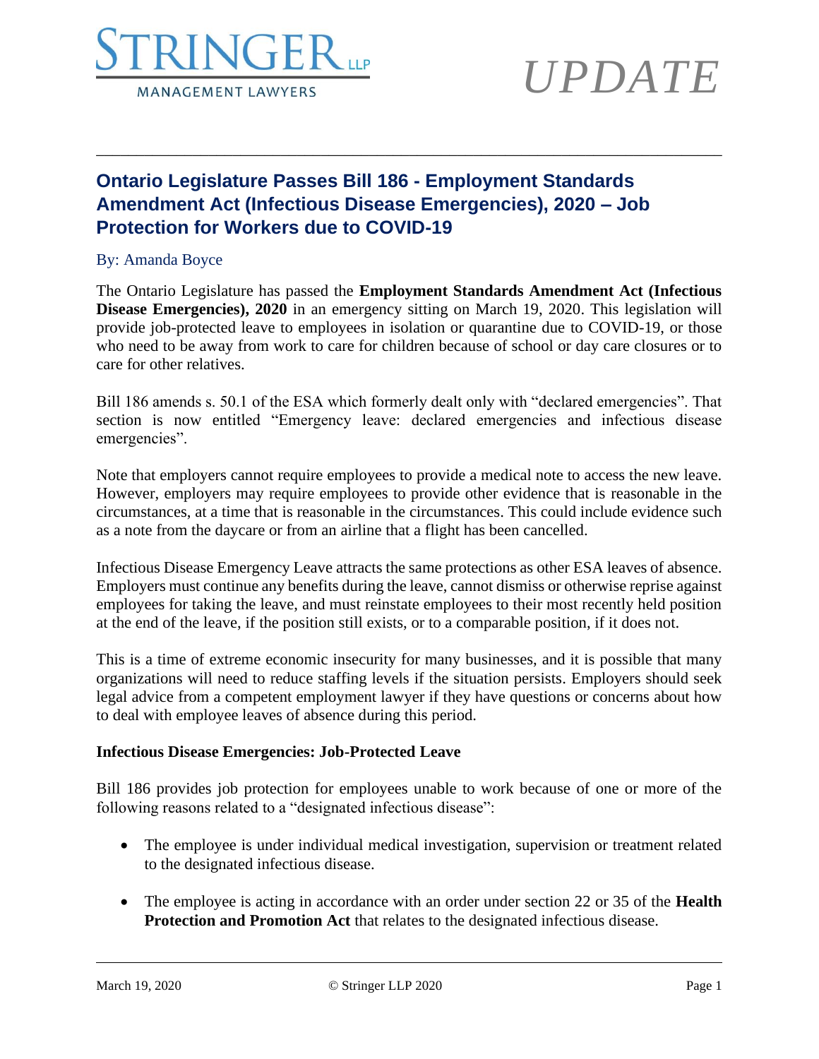STRINGER LLP
MANAGEMENT LAWYERS

*UPDATE*

# Ontario Legislature Passes Bill 186 - Employment Standards Amendment Act (Infectious Disease Emergencies), 2020 – Job Protection for Workers due to COVID-19

By: Amanda Boyce

The Ontario Legislature has passed the **Employment Standards Amendment Act (Infectious Disease Emergencies), 2020** in an emergency sitting on March 19, 2020. This legislation will provide job-protected leave to employees in isolation or quarantine due to COVID-19, or those who need to be away from work to care for children because of school or day care closures or to care for other relatives.

Bill 186 amends s. 50.1 of the ESA which formerly dealt only with "declared emergencies". That section is now entitled "Emergency leave: declared emergencies and infectious disease emergencies".

Note that employers cannot require employees to provide a medical note to access the new leave. However, employers may require employees to provide other evidence that is reasonable in the circumstances, at a time that is reasonable in the circumstances. This could include evidence such as a note from the daycare or from an airline that a flight has been cancelled.

Infectious Disease Emergency Leave attracts the same protections as other ESA leaves of absence. Employers must continue any benefits during the leave, cannot dismiss or otherwise reprise against employees for taking the leave, and must reinstate employees to their most recently held position at the end of the leave, if the position still exists, or to a comparable position, if it does not.

This is a time of extreme economic insecurity for many businesses, and it is possible that many organizations will need to reduce staffing levels if the situation persists. Employers should seek legal advice from a competent employment lawyer if they have questions or concerns about how to deal with employee leaves of absence during this period.

**Infectious Disease Emergencies: Job-Protected Leave**

Bill 186 provides job protection for employees unable to work because of one or more of the following reasons related to a "designated infectious disease":

- The employee is under individual medical investigation, supervision or treatment related to the designated infectious disease.
- The employee is acting in accordance with an order under section 22 or 35 of the **Health Protection and Promotion Act** that relates to the designated infectious disease.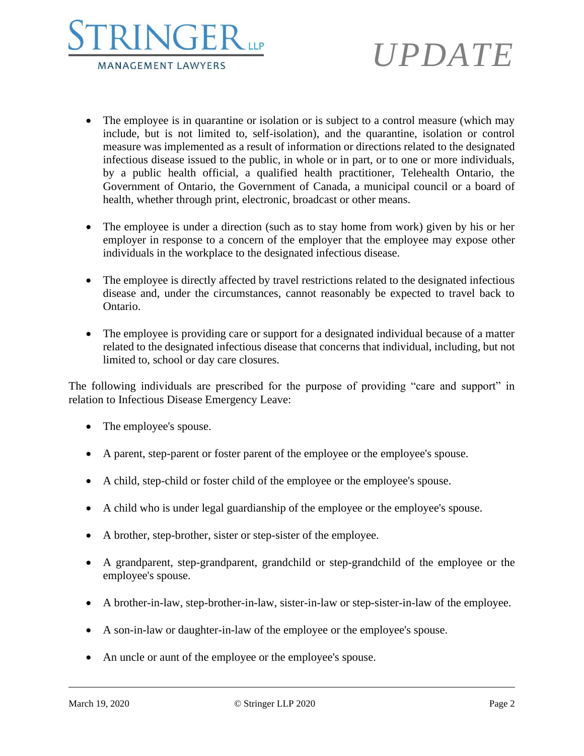- The employee is in quarantine or isolation or is subject to a control measure (which may include, but is not limited to, self-isolation), and the quarantine, isolation or control measure was implemented as a result of information or directions related to the designated infectious disease issued to the public, in whole or in part, or to one or more individuals, by a public health official, a qualified health practitioner, Telehealth Ontario, the Government of Ontario, the Government of Canada, a municipal council or a board of health, whether through print, electronic, broadcast or other means.

- The employee is under a direction (such as to stay home from work) given by his or her employer in response to a concern of the employer that the employee may expose other individuals in the workplace to the designated infectious disease.

- The employee is directly affected by travel restrictions related to the designated infectious disease and, under the circumstances, cannot reasonably be expected to travel back to Ontario.

- The employee is providing care or support for a designated individual because of a matter related to the designated infectious disease that concerns that individual, including, but not limited to, school or day care closures.

The following individuals are prescribed for the purpose of providing "care and support" in relation to Infectious Disease Emergency Leave:

- The employee's spouse.

- A parent, step-parent or foster parent of the employee or the employee's spouse.

- A child, step-child or foster child of the employee or the employee's spouse.

- A child who is under legal guardianship of the employee or the employee's spouse.

- A brother, step-brother, sister or step-sister of the employee.

- A grandparent, step-grandparent, grandchild or step-grandchild of the employee or the employee's spouse.

- A brother-in-law, step-brother-in-law, sister-in-law or step-sister-in-law of the employee.

- A son-in-law or daughter-in-law of the employee or the employee's spouse.

- An uncle or aunt of the employee or the employee's spouse.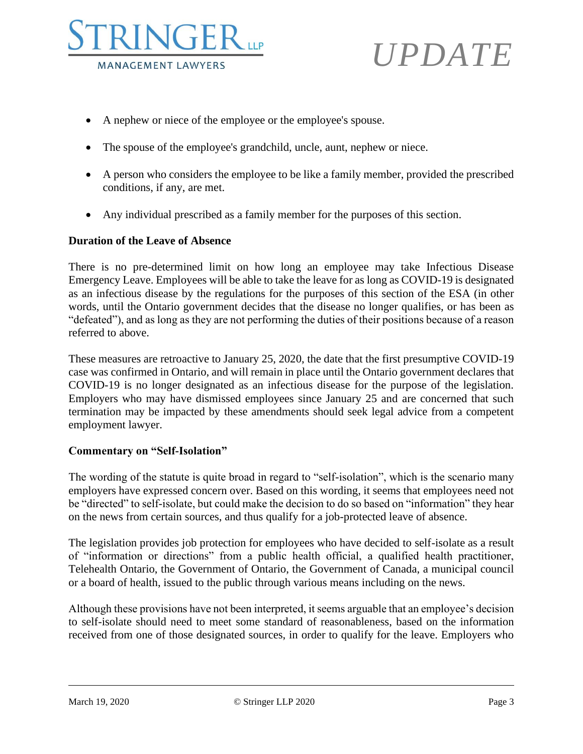- A nephew or niece of the employee or the employee's spouse.
- The spouse of the employee's grandchild, uncle, aunt, nephew or niece.
- A person who considers the employee to be like a family member, provided the prescribed conditions, if any, are met.
- Any individual prescribed as a family member for the purposes of this section.

**Duration of the Leave of Absence**

There is no pre-determined limit on how long an employee may take Infectious Disease Emergency Leave. Employees will be able to take the leave for as long as COVID-19 is designated as an infectious disease by the regulations for the purposes of this section of the ESA (in other words, until the Ontario government decides that the disease no longer qualifies, or has been as "defeated"), and as long as they are not performing the duties of their positions because of a reason referred to above.

These measures are retroactive to January 25, 2020, the date that the first presumptive COVID-19 case was confirmed in Ontario, and will remain in place until the Ontario government declares that COVID-19 is no longer designated as an infectious disease for the purpose of the legislation. Employers who may have dismissed employees since January 25 and are concerned that such termination may be impacted by these amendments should seek legal advice from a competent employment lawyer.

**Commentary on "Self-Isolation"**

The wording of the statute is quite broad in regard to "self-isolation", which is the scenario many employers have expressed concern over. Based on this wording, it seems that employees need not be "directed" to self-isolate, but could make the decision to do so based on "information" they hear on the news from certain sources, and thus qualify for a job-protected leave of absence.

The legislation provides job protection for employees who have decided to self-isolate as a result of "information or directions" from a public health official, a qualified health practitioner, Telehealth Ontario, the Government of Ontario, the Government of Canada, a municipal council or a board of health, issued to the public through various means including on the news.

Although these provisions have not been interpreted, it seems arguable that an employee's decision to self-isolate should need to meet some standard of reasonableness, based on the information received from one of those designated sources, in order to qualify for the leave. Employers who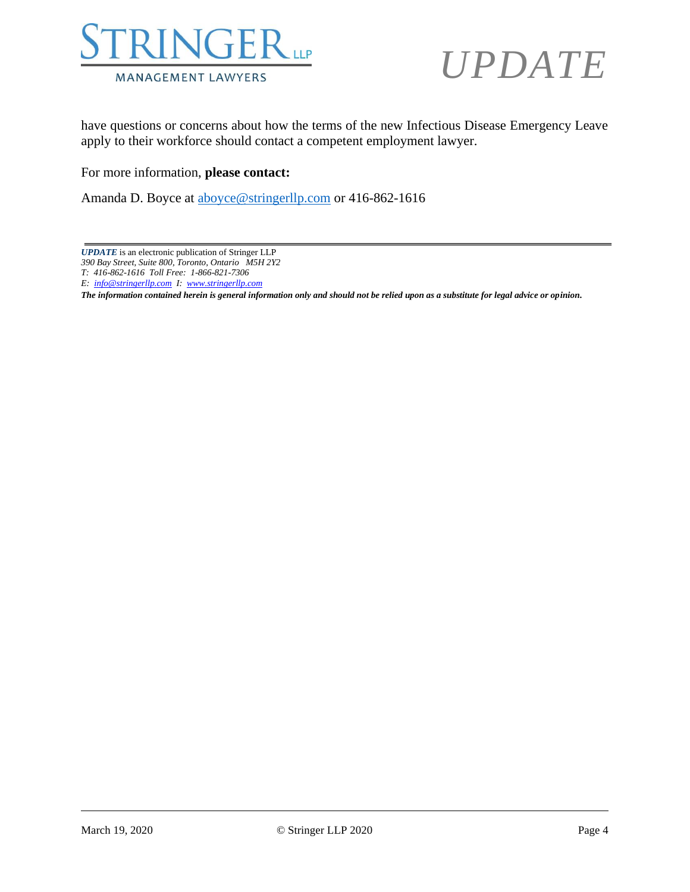have questions or concerns about how the terms of the new Infectious Disease Emergency Leave apply to their workforce should contact a competent employment lawyer.

For more information, **please contact:**

Amanda D. Boyce at aboyce@stringerllp.com or 416-862-1616

---

***UPDATE*** is an electronic publication of Stringer LLP
*390 Bay Street, Suite 800, Toronto, Ontario M5H 2Y2*
*T: 416-862-1616 Toll Free: 1-866-821-7306*
*E: info@stringerllp.com I: www.stringerllp.com*
***The information contained herein is general information only and should not be relied upon as a substitute for legal advice or opinion.***